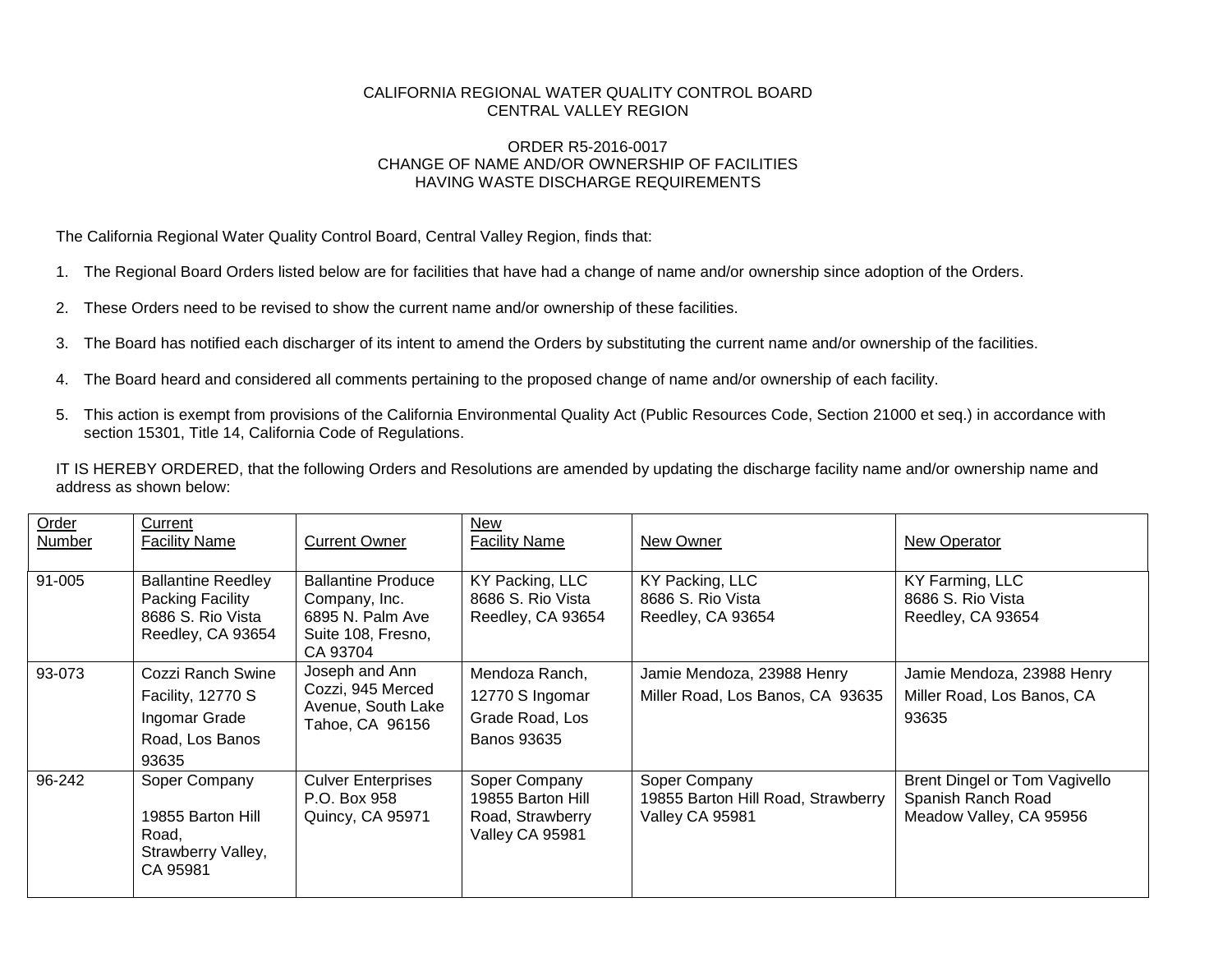CALIFORNIA REGIONAL WATER QUALITY CONTROL BOARD
CENTRAL VALLEY REGION

ORDER R5-2016-0017
CHANGE OF NAME AND/OR OWNERSHIP OF FACILITIES
HAVING WASTE DISCHARGE REQUIREMENTS

The California Regional Water Quality Control Board, Central Valley Region, finds that:

1. The Regional Board Orders listed below are for facilities that have had a change of name and/or ownership since adoption of the Orders.

2. These Orders need to be revised to show the current name and/or ownership of these facilities.

3. The Board has notified each discharger of its intent to amend the Orders by substituting the current name and/or ownership of the facilities.

4. The Board heard and considered all comments pertaining to the proposed change of name and/or ownership of each facility.

5. This action is exempt from provisions of the California Environmental Quality Act (Public Resources Code, Section 21000 et seq.) in accordance with section 15301, Title 14, California Code of Regulations.

IT IS HEREBY ORDERED, that the following Orders and Resolutions are amended by updating the discharge facility name and/or ownership name and address as shown below:

| Order Number | Current Facility Name | Current Owner | New Facility Name | New Owner | New Operator |
|---|---|---|---|---|---|
| 91-005 | Ballantine Reedley Packing Facility 8686 S. Rio Vista Reedley, CA 93654 | Ballantine Produce Company, Inc. 6895 N. Palm Ave Suite 108, Fresno, CA 93704 | KY Packing, LLC 8686 S. Rio Vista Reedley, CA 93654 | KY Packing, LLC 8686 S. Rio Vista Reedley, CA 93654 | KY Farming, LLC 8686 S. Rio Vista Reedley, CA 93654 |
| 93-073 | Cozzi Ranch Swine Facility, 12770 S Ingomar Grade Road, Los Banos 93635 | Joseph and Ann Cozzi, 945 Merced Avenue, South Lake Tahoe, CA 96156 | Mendoza Ranch, 12770 S Ingomar Grade Road, Los Banos 93635 | Jamie Mendoza, 23988 Henry Miller Road, Los Banos, CA 93635 | Jamie Mendoza, 23988 Henry Miller Road, Los Banos, CA 93635 |
| 96-242 | Soper Company 19855 Barton Hill Road, Strawberry Valley, CA 95981 | Culver Enterprises P.O. Box 958 Quincy, CA 95971 | Soper Company 19855 Barton Hill Road, Strawberry Valley CA 95981 | Soper Company 19855 Barton Hill Road, Strawberry Valley CA 95981 | Brent Dingel or Tom Vagivello Spanish Ranch Road Meadow Valley, CA 95956 |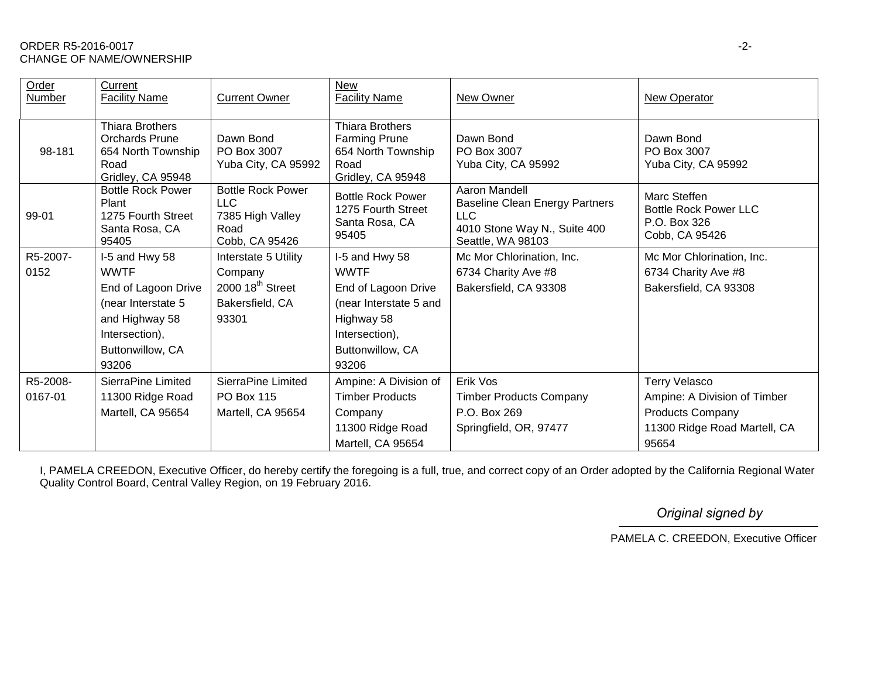| Order Number | Current Facility Name | Current Owner | New Facility Name | New Owner | New Operator |
|---|---|---|---|---|---|
| 98-181 | Thiara Brothers Orchards Prune 654 North Township Road Gridley, CA 95948 | Dawn Bond PO Box 3007 Yuba City, CA 95992 | Thiara Brothers Farming Prune 654 North Township Road Gridley, CA 95948 | Dawn Bond PO Box 3007 Yuba City, CA 95992 | Dawn Bond PO Box 3007 Yuba City, CA 95992 |
| 99-01 | Bottle Rock Power Plant 1275 Fourth Street Santa Rosa, CA 95405 | Bottle Rock Power LLC 7385 High Valley Road Cobb, CA 95426 | Bottle Rock Power 1275 Fourth Street Santa Rosa, CA 95405 | Aaron Mandell Baseline Clean Energy Partners LLC 4010 Stone Way N., Suite 400 Seattle, WA 98103 | Marc Steffen Bottle Rock Power LLC P.O. Box 326 Cobb, CA 95426 |
| R5-2007-0152 | I-5 and Hwy 58 WWTF End of Lagoon Drive (near Interstate 5 and Highway 58 Intersection), Buttonwillow, CA 93206 | Interstate 5 Utility Company 2000 18th Street Bakersfield, CA 93301 | I-5 and Hwy 58 WWTF End of Lagoon Drive (near Interstate 5 and Highway 58 Intersection), Buttonwillow, CA 93206 | Mc Mor Chlorination, Inc. 6734 Charity Ave #8 Bakersfield, CA 93308 | Mc Mor Chlorination, Inc. 6734 Charity Ave #8 Bakersfield, CA 93308 |
| R5-2008-0167-01 | SierraPine Limited 11300 Ridge Road Martell, CA 95654 | SierraPine Limited PO Box 115 Martell, CA 95654 | Ampine: A Division of Timber Products Company 11300 Ridge Road Martell, CA 95654 | Erik Vos Timber Products Company P.O. Box 269 Springfield, OR, 97477 | Terry Velasco Ampine: A Division of Timber Products Company 11300 Ridge Road Martell, CA 95654 |

I, PAMELA CREEDON, Executive Officer, do hereby certify the foregoing is a full, true, and correct copy of an Order adopted by the California Regional Water Quality Control Board, Central Valley Region, on 19 February 2016.

*Original signed by*

PAMELA C. CREEDON, Executive Officer